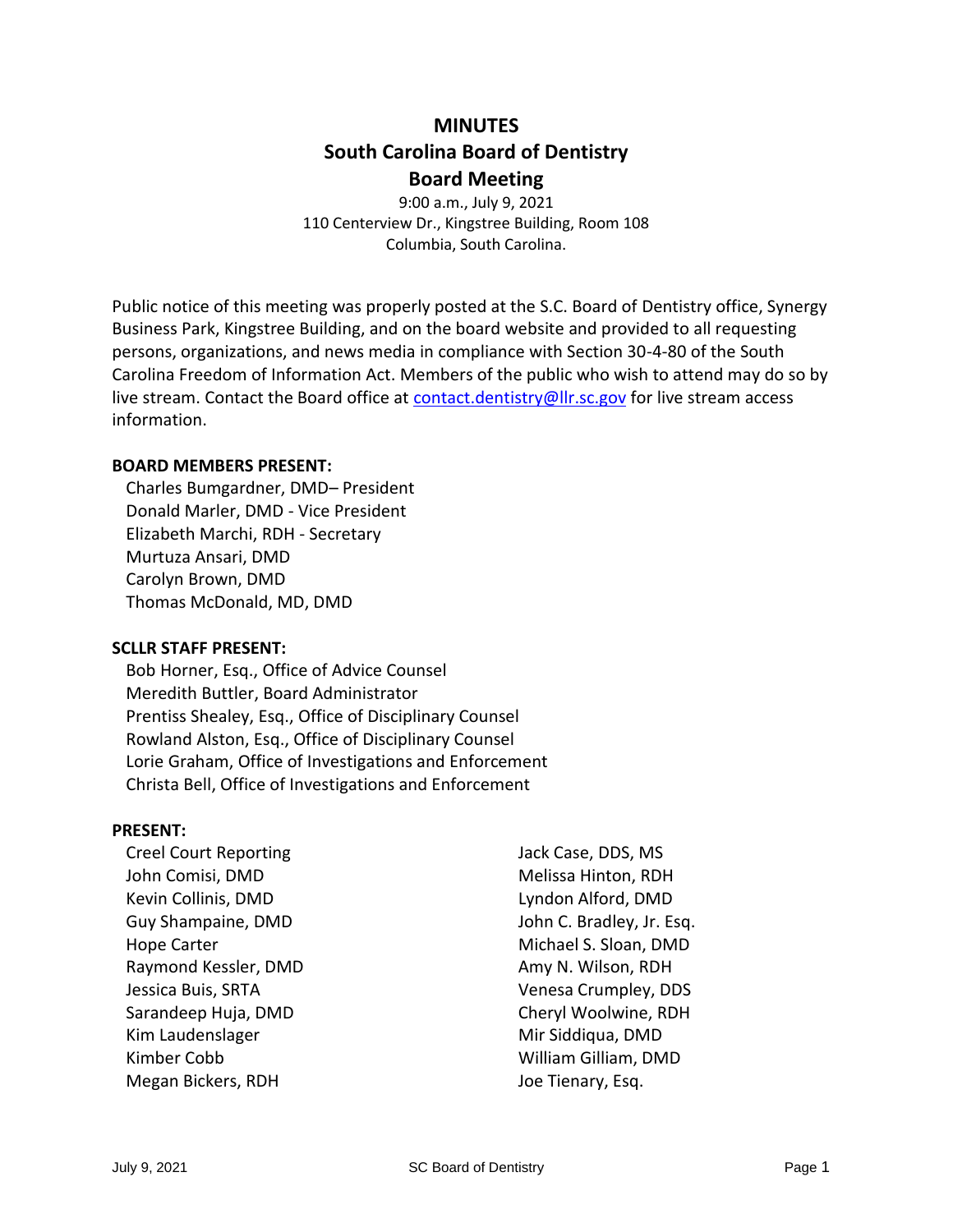# MINUTES
# South Carolina Board of Dentistry
# Board Meeting

9:00 a.m., July 9, 2021
110 Centerview Dr., Kingstree Building, Room 108
Columbia, South Carolina.

Public notice of this meeting was properly posted at the S.C. Board of Dentistry office, Synergy Business Park, Kingstree Building, and on the board website and provided to all requesting persons, organizations, and news media in compliance with Section 30-4-80 of the South Carolina Freedom of Information Act. Members of the public who wish to attend may do so by live stream. Contact the Board office at contact.dentistry@llr.sc.gov for live stream access information.

**BOARD MEMBERS PRESENT:**

Charles Bumgardner, DMD– President
Donald Marler, DMD - Vice President
Elizabeth Marchi, RDH - Secretary
Murtuza Ansari, DMD
Carolyn Brown, DMD
Thomas McDonald, MD, DMD

**SCLLR STAFF PRESENT:**

Bob Horner, Esq., Office of Advice Counsel
Meredith Buttler, Board Administrator
Prentiss Shealey, Esq., Office of Disciplinary Counsel
Rowland Alston, Esq., Office of Disciplinary Counsel
Lorie Graham, Office of Investigations and Enforcement
Christa Bell, Office of Investigations and Enforcement

**PRESENT:**

Creel Court Reporting
John Comisi, DMD
Kevin Collinis, DMD
Guy Shampaine, DMD
Hope Carter
Raymond Kessler, DMD
Jessica Buis, SRTA
Sarandeep Huja, DMD
Kim Laudenslager
Kimber Cobb
Megan Bickers, RDH
Jack Case, DDS, MS
Melissa Hinton, RDH
Lyndon Alford, DMD
John C. Bradley, Jr. Esq.
Michael S. Sloan, DMD
Amy N. Wilson, RDH
Venesa Crumpley, DDS
Cheryl Woolwine, RDH
Mir Siddiqua, DMD
William Gilliam, DMD
Joe Tienary, Esq.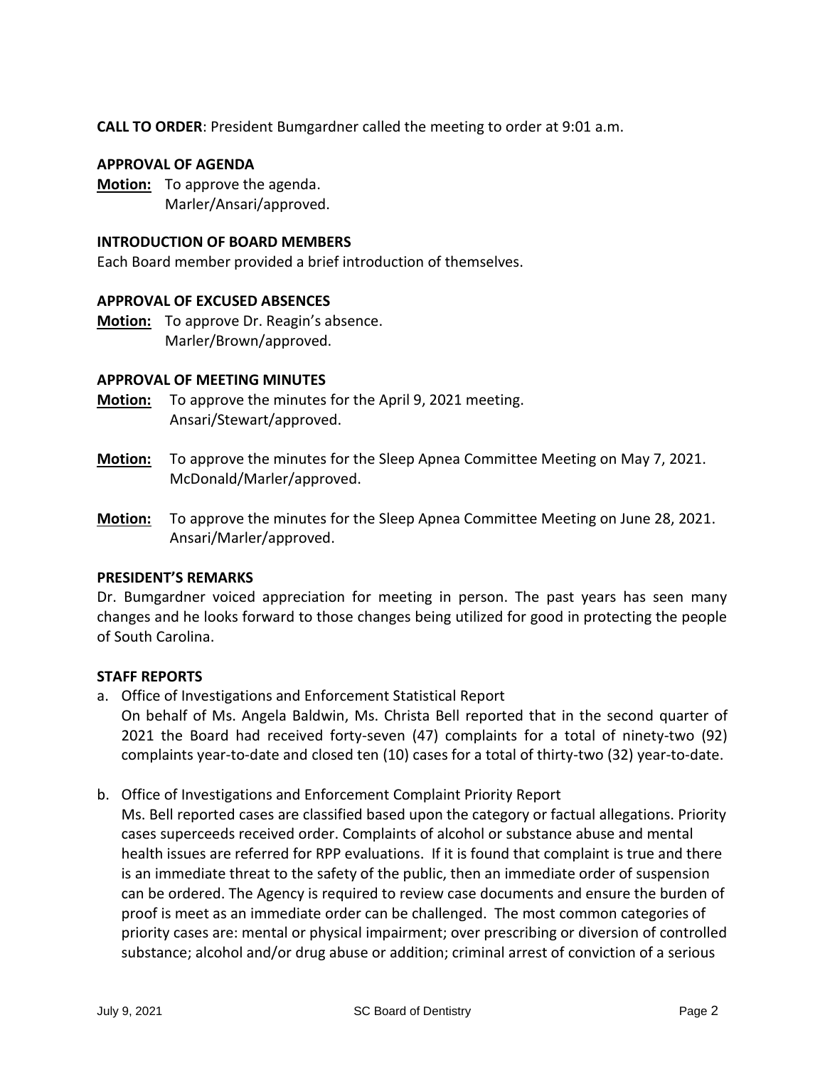**CALL TO ORDER**: President Bumgardner called the meeting to order at 9:01 a.m.

**APPROVAL OF AGENDA**

**Motion:** To approve the agenda.
Marler/Ansari/approved.

**INTRODUCTION OF BOARD MEMBERS**

Each Board member provided a brief introduction of themselves.

**APPROVAL OF EXCUSED ABSENCES**

**Motion:** To approve Dr. Reagin's absence.
Marler/Brown/approved.

**APPROVAL OF MEETING MINUTES**

**Motion:** To approve the minutes for the April 9, 2021 meeting.
Ansari/Stewart/approved.

**Motion:** To approve the minutes for the Sleep Apnea Committee Meeting on May 7, 2021.
McDonald/Marler/approved.

**Motion:** To approve the minutes for the Sleep Apnea Committee Meeting on June 28, 2021.
Ansari/Marler/approved.

**PRESIDENT'S REMARKS**

Dr. Bumgardner voiced appreciation for meeting in person. The past years has seen many changes and he looks forward to those changes being utilized for good in protecting the people of South Carolina.

**STAFF REPORTS**

a. Office of Investigations and Enforcement Statistical Report
On behalf of Ms. Angela Baldwin, Ms. Christa Bell reported that in the second quarter of 2021 the Board had received forty-seven (47) complaints for a total of ninety-two (92) complaints year-to-date and closed ten (10) cases for a total of thirty-two (32) year-to-date.

b. Office of Investigations and Enforcement Complaint Priority Report
Ms. Bell reported cases are classified based upon the category or factual allegations. Priority cases superceeds received order. Complaints of alcohol or substance abuse and mental health issues are referred for RPP evaluations. If it is found that complaint is true and there is an immediate threat to the safety of the public, then an immediate order of suspension can be ordered. The Agency is required to review case documents and ensure the burden of proof is meet as an immediate order can be challenged. The most common categories of priority cases are: mental or physical impairment; over prescribing or diversion of controlled substance; alcohol and/or drug abuse or addition; criminal arrest of conviction of a serious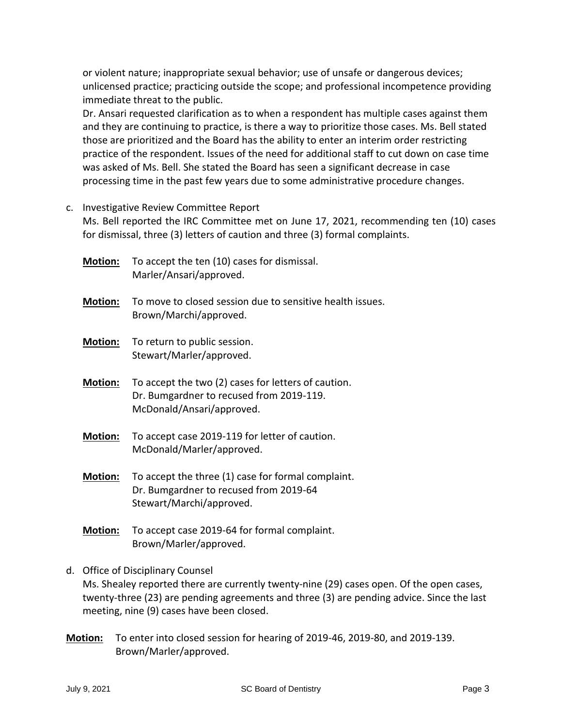or violent nature; inappropriate sexual behavior; use of unsafe or dangerous devices; unlicensed practice; practicing outside the scope; and professional incompetence providing immediate threat to the public.

Dr. Ansari requested clarification as to when a respondent has multiple cases against them and they are continuing to practice, is there a way to prioritize those cases. Ms. Bell stated those are prioritized and the Board has the ability to enter an interim order restricting practice of the respondent. Issues of the need for additional staff to cut down on case time was asked of Ms. Bell. She stated the Board has seen a significant decrease in case processing time in the past few years due to some administrative procedure changes.

c. Investigative Review Committee Report

Ms. Bell reported the IRC Committee met on June 17, 2021, recommending ten (10) cases for dismissal, three (3) letters of caution and three (3) formal complaints.

**Motion:** To accept the ten (10) cases for dismissal.
Marler/Ansari/approved.

**Motion:** To move to closed session due to sensitive health issues.
Brown/Marchi/approved.

**Motion:** To return to public session.
Stewart/Marler/approved.

**Motion:** To accept the two (2) cases for letters of caution.
Dr. Bumgardner to recused from 2019-119.
McDonald/Ansari/approved.

**Motion:** To accept case 2019-119 for letter of caution.
McDonald/Marler/approved.

**Motion:** To accept the three (1) case for formal complaint.
Dr. Bumgardner to recused from 2019-64
Stewart/Marchi/approved.

**Motion:** To accept case 2019-64 for formal complaint.
Brown/Marler/approved.

d. Office of Disciplinary Counsel

Ms. Shealey reported there are currently twenty-nine (29) cases open. Of the open cases, twenty-three (23) are pending agreements and three (3) are pending advice. Since the last meeting, nine (9) cases have been closed.

**Motion:** To enter into closed session for hearing of 2019-46, 2019-80, and 2019-139.
Brown/Marler/approved.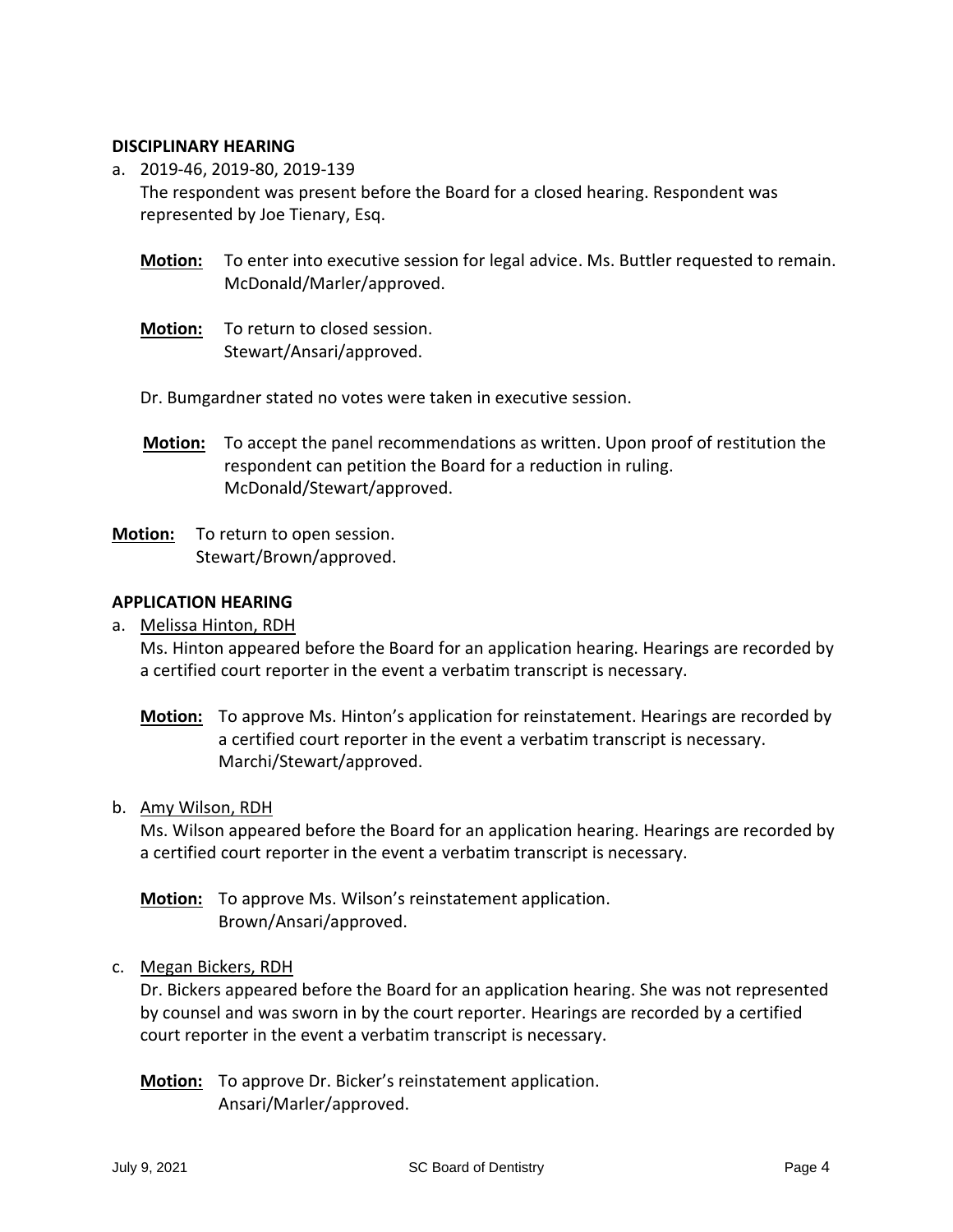**DISCIPLINARY HEARING**

a. 2019-46, 2019-80, 2019-139

   The respondent was present before the Board for a closed hearing. Respondent was represented by Joe Tienary, Esq.

   **Motion:** To enter into executive session for legal advice. Ms. Buttler requested to remain. McDonald/Marler/approved.

   **Motion:** To return to closed session. Stewart/Ansari/approved.

   Dr. Bumgardner stated no votes were taken in executive session.

   **Motion:** To accept the panel recommendations as written. Upon proof of restitution the respondent can petition the Board for a reduction in ruling. McDonald/Stewart/approved.

**Motion:** To return to open session. Stewart/Brown/approved.

**APPLICATION HEARING**

a. Melissa Hinton, RDH

   Ms. Hinton appeared before the Board for an application hearing. Hearings are recorded by a certified court reporter in the event a verbatim transcript is necessary.

   **Motion:** To approve Ms. Hinton's application for reinstatement. Hearings are recorded by a certified court reporter in the event a verbatim transcript is necessary. Marchi/Stewart/approved.

b. Amy Wilson, RDH

   Ms. Wilson appeared before the Board for an application hearing. Hearings are recorded by a certified court reporter in the event a verbatim transcript is necessary.

   **Motion:** To approve Ms. Wilson's reinstatement application. Brown/Ansari/approved.

c. Megan Bickers, RDH

   Dr. Bickers appeared before the Board for an application hearing. She was not represented by counsel and was sworn in by the court reporter. Hearings are recorded by a certified court reporter in the event a verbatim transcript is necessary.

   **Motion:** To approve Dr. Bicker's reinstatement application. Ansari/Marler/approved.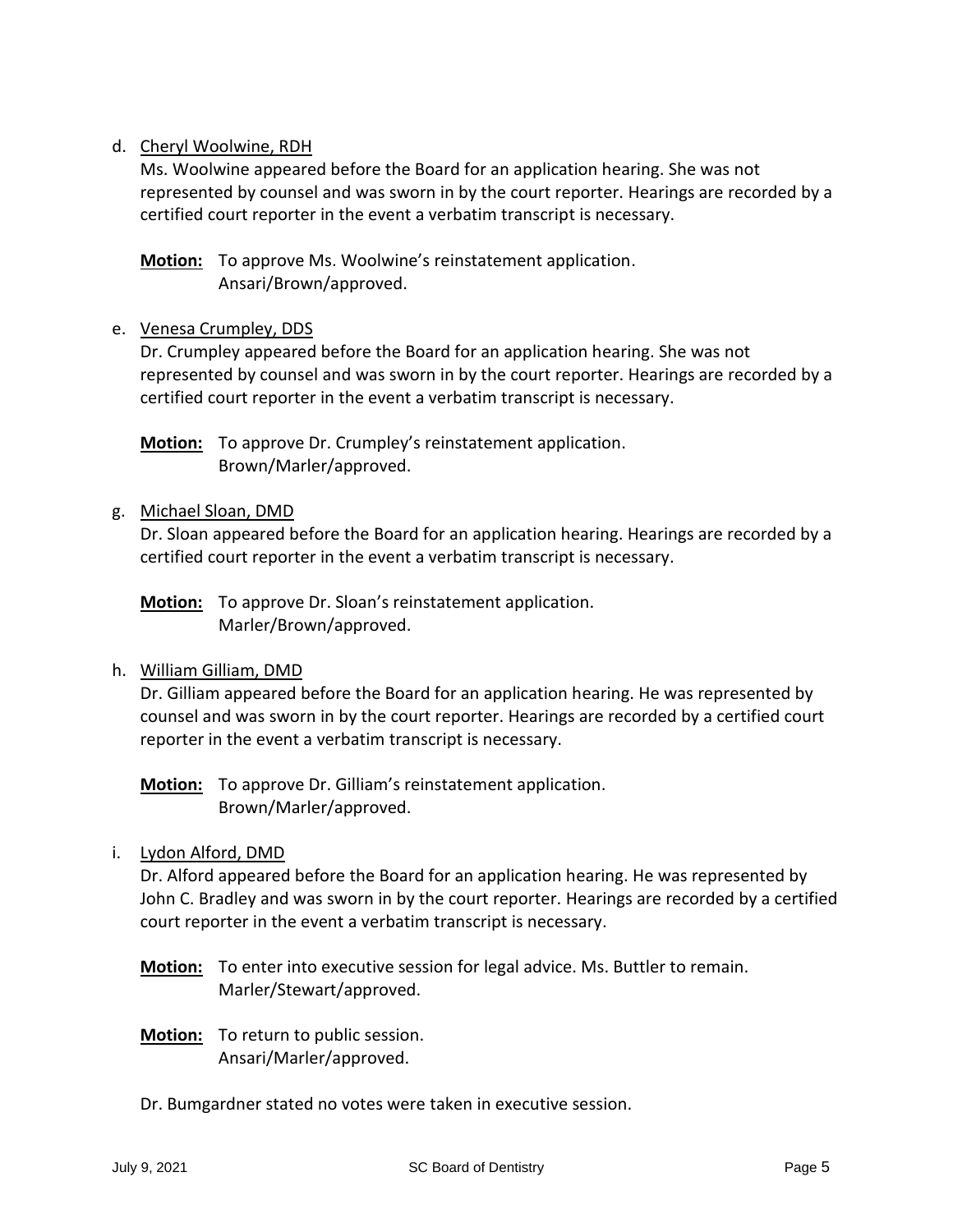d. Cheryl Woolwine, RDH

Ms. Woolwine appeared before the Board for an application hearing. She was not represented by counsel and was sworn in by the court reporter. Hearings are recorded by a certified court reporter in the event a verbatim transcript is necessary.

**Motion:** To approve Ms. Woolwine's reinstatement application.
Ansari/Brown/approved.

e. Venesa Crumpley, DDS

Dr. Crumpley appeared before the Board for an application hearing. She was not represented by counsel and was sworn in by the court reporter. Hearings are recorded by a certified court reporter in the event a verbatim transcript is necessary.

**Motion:** To approve Dr. Crumpley's reinstatement application.
Brown/Marler/approved.

g. Michael Sloan, DMD

Dr. Sloan appeared before the Board for an application hearing. Hearings are recorded by a certified court reporter in the event a verbatim transcript is necessary.

**Motion:** To approve Dr. Sloan's reinstatement application.
Marler/Brown/approved.

h. William Gilliam, DMD

Dr. Gilliam appeared before the Board for an application hearing. He was represented by counsel and was sworn in by the court reporter. Hearings are recorded by a certified court reporter in the event a verbatim transcript is necessary.

**Motion:** To approve Dr. Gilliam's reinstatement application.
Brown/Marler/approved.

i. Lydon Alford, DMD

Dr. Alford appeared before the Board for an application hearing. He was represented by John C. Bradley and was sworn in by the court reporter. Hearings are recorded by a certified court reporter in the event a verbatim transcript is necessary.

**Motion:** To enter into executive session for legal advice. Ms. Buttler to remain.
Marler/Stewart/approved.

**Motion:** To return to public session.
Ansari/Marler/approved.

Dr. Bumgardner stated no votes were taken in executive session.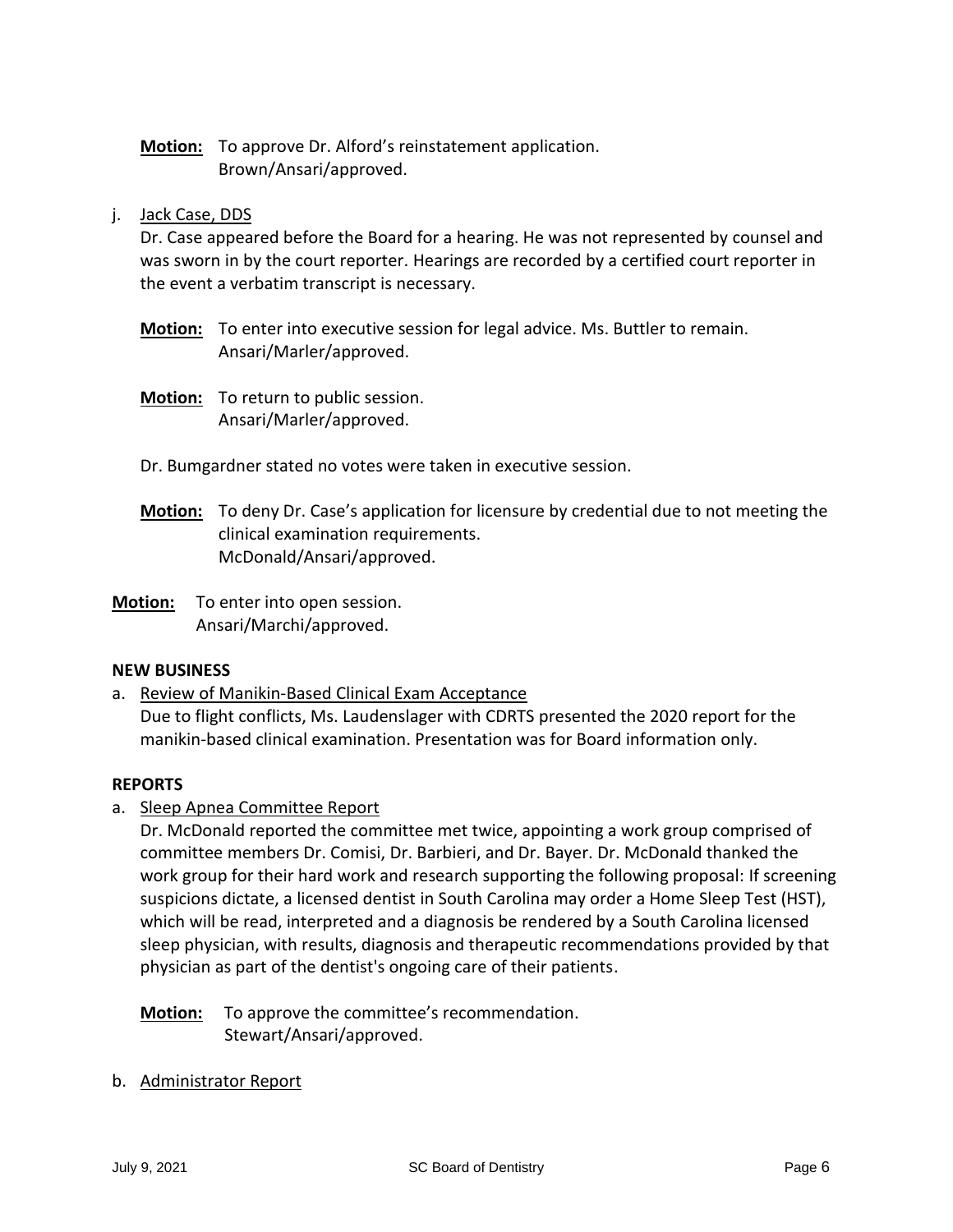**Motion:** To approve Dr. Alford's reinstatement application.
Brown/Ansari/approved.

j. Jack Case, DDS

Dr. Case appeared before the Board for a hearing. He was not represented by counsel and was sworn in by the court reporter. Hearings are recorded by a certified court reporter in the event a verbatim transcript is necessary.

**Motion:** To enter into executive session for legal advice. Ms. Buttler to remain.
Ansari/Marler/approved.

**Motion:** To return to public session.
Ansari/Marler/approved.

Dr. Bumgardner stated no votes were taken in executive session.

**Motion:** To deny Dr. Case's application for licensure by credential due to not meeting the clinical examination requirements.
McDonald/Ansari/approved.

**Motion:** To enter into open session.
Ansari/Marchi/approved.

**NEW BUSINESS**

a. Review of Manikin-Based Clinical Exam Acceptance

Due to flight conflicts, Ms. Laudenslager with CDRTS presented the 2020 report for the manikin-based clinical examination. Presentation was for Board information only.

**REPORTS**

a. Sleep Apnea Committee Report

Dr. McDonald reported the committee met twice, appointing a work group comprised of committee members Dr. Comisi, Dr. Barbieri, and Dr. Bayer. Dr. McDonald thanked the work group for their hard work and research supporting the following proposal: If screening suspicions dictate, a licensed dentist in South Carolina may order a Home Sleep Test (HST), which will be read, interpreted and a diagnosis be rendered by a South Carolina licensed sleep physician, with results, diagnosis and therapeutic recommendations provided by that physician as part of the dentist's ongoing care of their patients.

**Motion:** To approve the committee's recommendation.
Stewart/Ansari/approved.

b. Administrator Report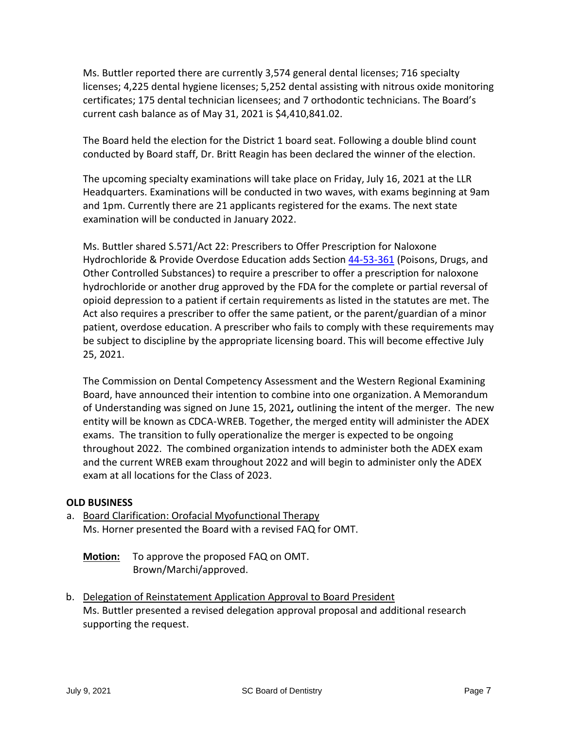Ms. Buttler reported there are currently 3,574 general dental licenses; 716 specialty licenses; 4,225 dental hygiene licenses; 5,252 dental assisting with nitrous oxide monitoring certificates; 175 dental technician licensees; and 7 orthodontic technicians. The Board's current cash balance as of May 31, 2021 is $4,410,841.02.

The Board held the election for the District 1 board seat. Following a double blind count conducted by Board staff, Dr. Britt Reagin has been declared the winner of the election.

The upcoming specialty examinations will take place on Friday, July 16, 2021 at the LLR Headquarters. Examinations will be conducted in two waves, with exams beginning at 9am and 1pm. Currently there are 21 applicants registered for the exams. The next state examination will be conducted in January 2022.

Ms. Buttler shared S.571/Act 22: Prescribers to Offer Prescription for Naloxone Hydrochloride & Provide Overdose Education adds Section 44-53-361 (Poisons, Drugs, and Other Controlled Substances) to require a prescriber to offer a prescription for naloxone hydrochloride or another drug approved by the FDA for the complete or partial reversal of opioid depression to a patient if certain requirements as listed in the statutes are met. The Act also requires a prescriber to offer the same patient, or the parent/guardian of a minor patient, overdose education. A prescriber who fails to comply with these requirements may be subject to discipline by the appropriate licensing board. This will become effective July 25, 2021.

The Commission on Dental Competency Assessment and the Western Regional Examining Board, have announced their intention to combine into one organization. A Memorandum of Understanding was signed on June 15, 2021*,* outlining the intent of the merger. The new entity will be known as CDCA-WREB. Together, the merged entity will administer the ADEX exams. The transition to fully operationalize the merger is expected to be ongoing throughout 2022. The combined organization intends to administer both the ADEX exam and the current WREB exam throughout 2022 and will begin to administer only the ADEX exam at all locations for the Class of 2023.

**OLD BUSINESS**

a. Board Clarification: Orofacial Myofunctional Therapy
   Ms. Horner presented the Board with a revised FAQ for OMT.

   **Motion:** To approve the proposed FAQ on OMT.
   Brown/Marchi/approved.

b. Delegation of Reinstatement Application Approval to Board President
   Ms. Buttler presented a revised delegation approval proposal and additional research supporting the request.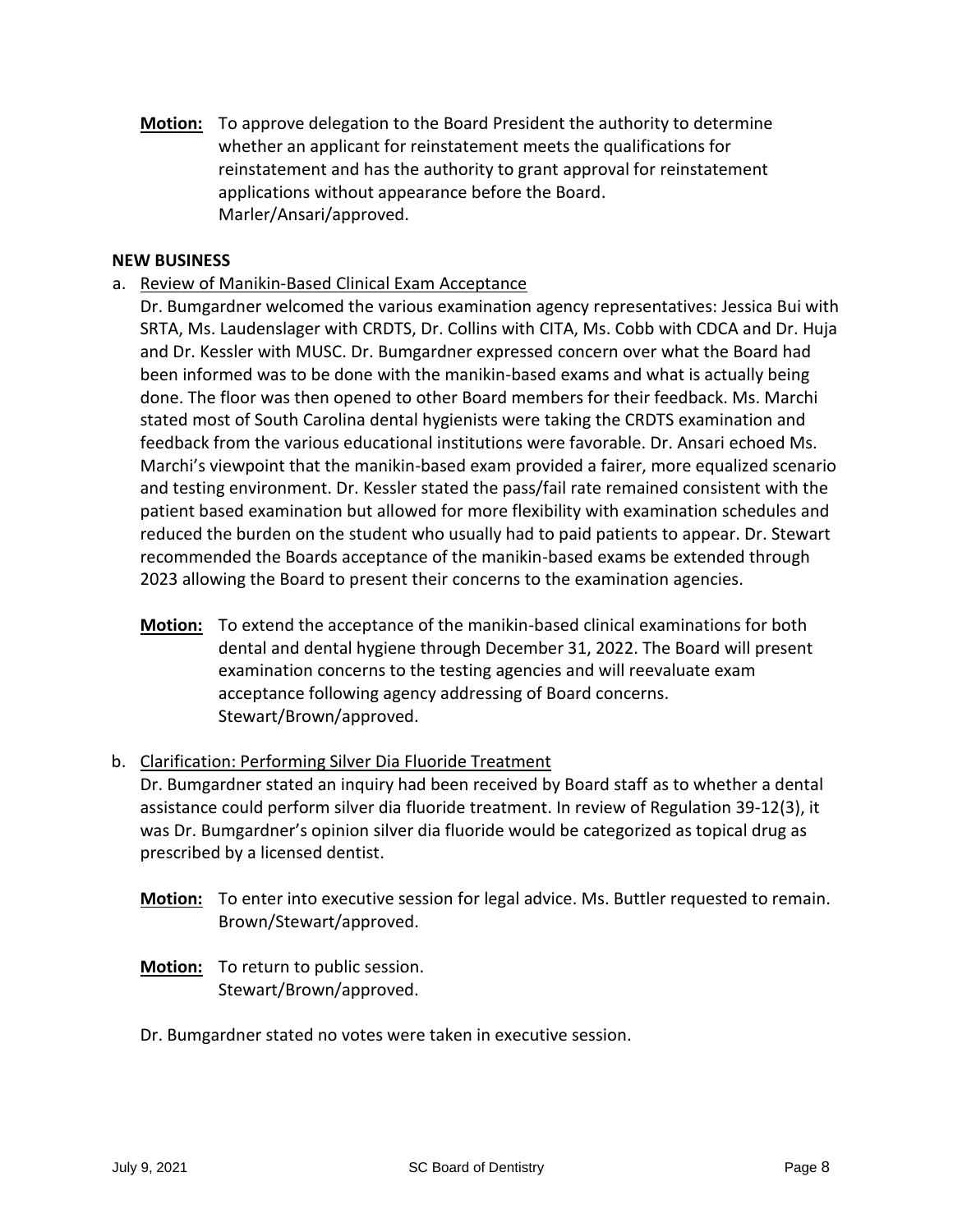**Motion:** To approve delegation to the Board President the authority to determine whether an applicant for reinstatement meets the qualifications for reinstatement and has the authority to grant approval for reinstatement applications without appearance before the Board.
Marler/Ansari/approved.

**NEW BUSINESS**

a. Review of Manikin-Based Clinical Exam Acceptance

Dr. Bumgardner welcomed the various examination agency representatives: Jessica Bui with SRTA, Ms. Laudenslager with CRDTS, Dr. Collins with CITA, Ms. Cobb with CDCA and Dr. Huja and Dr. Kessler with MUSC. Dr. Bumgardner expressed concern over what the Board had been informed was to be done with the manikin-based exams and what is actually being done. The floor was then opened to other Board members for their feedback. Ms. Marchi stated most of South Carolina dental hygienists were taking the CRDTS examination and feedback from the various educational institutions were favorable. Dr. Ansari echoed Ms. Marchi's viewpoint that the manikin-based exam provided a fairer, more equalized scenario and testing environment. Dr. Kessler stated the pass/fail rate remained consistent with the patient based examination but allowed for more flexibility with examination schedules and reduced the burden on the student who usually had to paid patients to appear. Dr. Stewart recommended the Boards acceptance of the manikin-based exams be extended through 2023 allowing the Board to present their concerns to the examination agencies.

**Motion:** To extend the acceptance of the manikin-based clinical examinations for both dental and dental hygiene through December 31, 2022. The Board will present examination concerns to the testing agencies and will reevaluate exam acceptance following agency addressing of Board concerns.
Stewart/Brown/approved.

b. Clarification: Performing Silver Dia Fluoride Treatment

Dr. Bumgardner stated an inquiry had been received by Board staff as to whether a dental assistance could perform silver dia fluoride treatment. In review of Regulation 39-12(3), it was Dr. Bumgardner's opinion silver dia fluoride would be categorized as topical drug as prescribed by a licensed dentist.

**Motion:** To enter into executive session for legal advice. Ms. Buttler requested to remain.
Brown/Stewart/approved.

**Motion:** To return to public session.
Stewart/Brown/approved.

Dr. Bumgardner stated no votes were taken in executive session.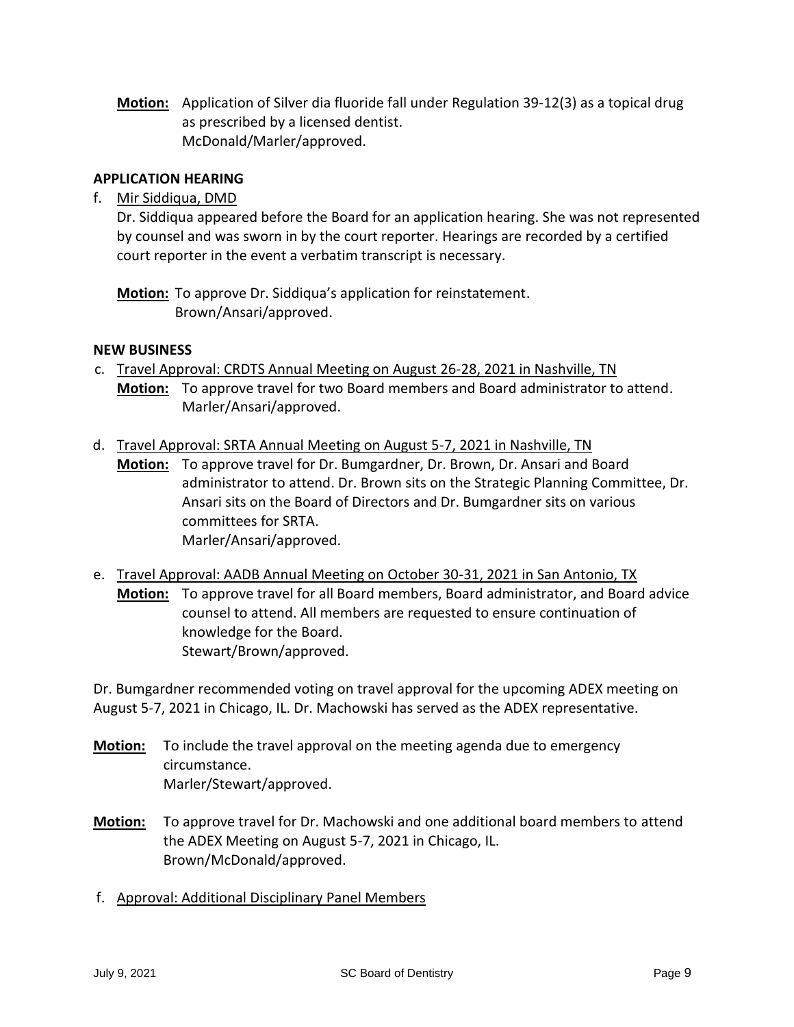**Motion:** Application of Silver dia fluoride fall under Regulation 39-12(3) as a topical drug as prescribed by a licensed dentist.
McDonald/Marler/approved.

**APPLICATION HEARING**

f. Mir Siddiqua, DMD

Dr. Siddiqua appeared before the Board for an application hearing. She was not represented by counsel and was sworn in by the court reporter. Hearings are recorded by a certified court reporter in the event a verbatim transcript is necessary.

**Motion:** To approve Dr. Siddiqua's application for reinstatement.
Brown/Ansari/approved.

**NEW BUSINESS**

c. Travel Approval: CRDTS Annual Meeting on August 26-28, 2021 in Nashville, TN

**Motion:** To approve travel for two Board members and Board administrator to attend.
Marler/Ansari/approved.

d. Travel Approval: SRTA Annual Meeting on August 5-7, 2021 in Nashville, TN

**Motion:** To approve travel for Dr. Bumgardner, Dr. Brown, Dr. Ansari and Board administrator to attend. Dr. Brown sits on the Strategic Planning Committee, Dr. Ansari sits on the Board of Directors and Dr. Bumgardner sits on various committees for SRTA.
Marler/Ansari/approved.

e. Travel Approval: AADB Annual Meeting on October 30-31, 2021 in San Antonio, TX

**Motion:** To approve travel for all Board members, Board administrator, and Board advice counsel to attend. All members are requested to ensure continuation of knowledge for the Board.
Stewart/Brown/approved.

Dr. Bumgardner recommended voting on travel approval for the upcoming ADEX meeting on August 5-7, 2021 in Chicago, IL. Dr. Machowski has served as the ADEX representative.

**Motion:** To include the travel approval on the meeting agenda due to emergency circumstance.
Marler/Stewart/approved.

**Motion:** To approve travel for Dr. Machowski and one additional board members to attend the ADEX Meeting on August 5-7, 2021 in Chicago, IL.
Brown/McDonald/approved.

f. Approval: Additional Disciplinary Panel Members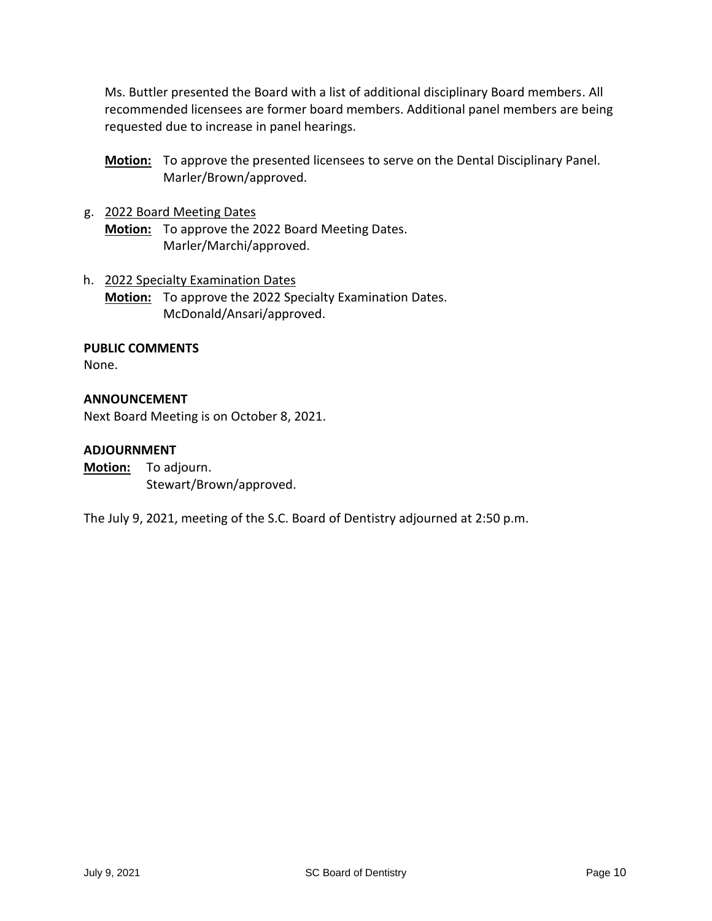Ms. Buttler presented the Board with a list of additional disciplinary Board members. All recommended licensees are former board members. Additional panel members are being requested due to increase in panel hearings.

**Motion:** To approve the presented licensees to serve on the Dental Disciplinary Panel. Marler/Brown/approved.

g. 2022 Board Meeting Dates

**Motion:** To approve the 2022 Board Meeting Dates. Marler/Marchi/approved.

h. 2022 Specialty Examination Dates

**Motion:** To approve the 2022 Specialty Examination Dates. McDonald/Ansari/approved.

**PUBLIC COMMENTS**

None.

**ANNOUNCEMENT**

Next Board Meeting is on October 8, 2021.

**ADJOURNMENT**

**Motion:** To adjourn. Stewart/Brown/approved.

The July 9, 2021, meeting of the S.C. Board of Dentistry adjourned at 2:50 p.m.